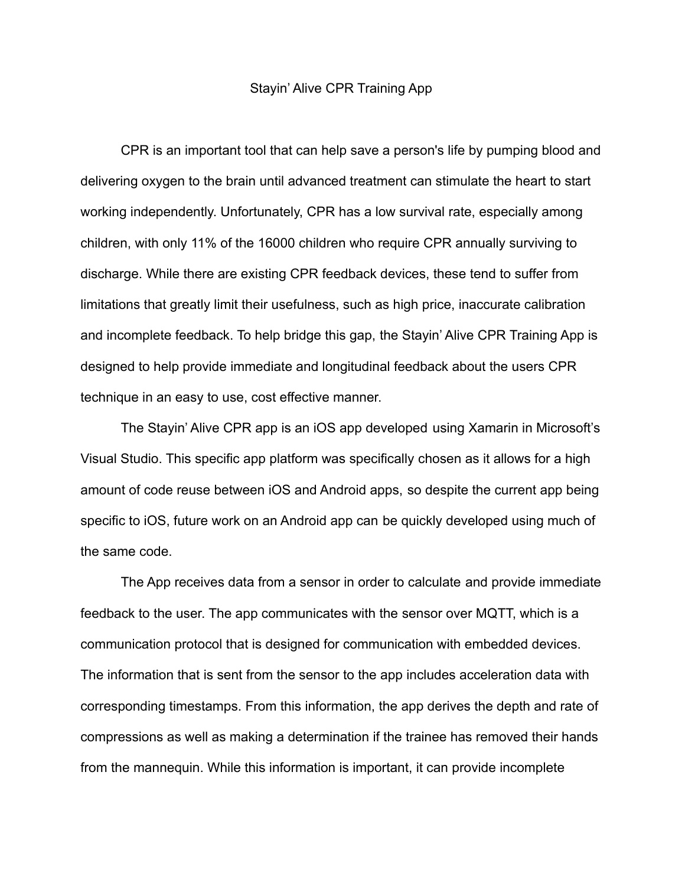# Stayin' Alive CPR Training App

CPR is an important tool that can help save a person's life by pumping blood and delivering oxygen to the brain until advanced treatment can stimulate the heart to start working independently. Unfortunately, CPR has a low survival rate, especially among children, with only 11% of the 16000 children who require CPR annually surviving to discharge. While there are existing CPR feedback devices, these tend to suffer from limitations that greatly limit their usefulness, such as high price, inaccurate calibration and incomplete feedback. To help bridge this gap, the Stayin' Alive CPR Training App is designed to help provide immediate and longitudinal feedback about the users CPR technique in an easy to use, cost effective manner.

The Stayin' Alive CPR app is an iOS app developed using Xamarin in Microsoft's Visual Studio. This specific app platform was specifically chosen as it allows for a high amount of code reuse between iOS and Android apps, so despite the current app being specific to iOS, future work on an Android app can be quickly developed using much of the same code.

The App receives data from a sensor in order to calculate and provide immediate feedback to the user. The app communicates with the sensor over MQTT, which is a communication protocol that is designed for communication with embedded devices. The information that is sent from the sensor to the app includes acceleration data with corresponding timestamps. From this information, the app derives the depth and rate of compressions as well as making a determination if the trainee has removed their hands from the mannequin. While this information is important, it can provide incomplete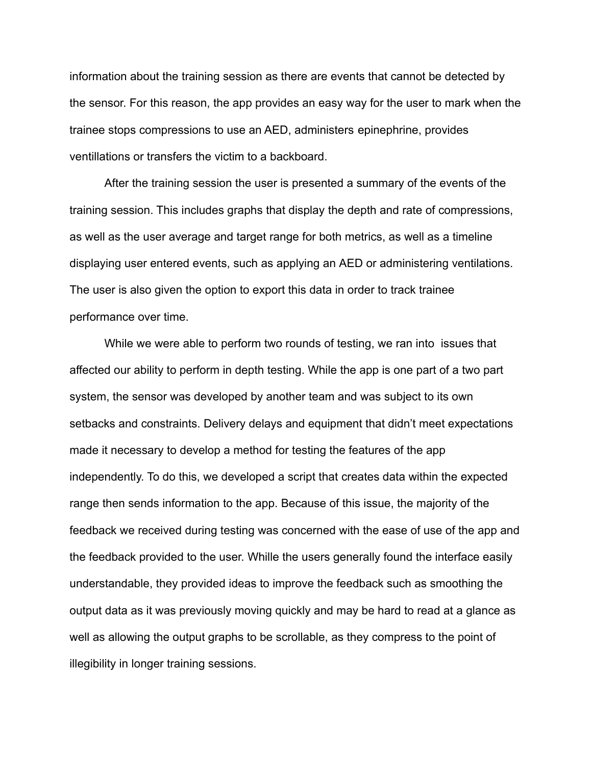information about the training session as there are events that cannot be detected by the sensor. For this reason, the app provides an easy way for the user to mark when the trainee stops compressions to use an AED, administers epinephrine, provides ventillations or transfers the victim to a backboard.

After the training session the user is presented a summary of the events of the training session. This includes graphs that display the depth and rate of compressions, as well as the user average and target range for both metrics, as well as a timeline displaying user entered events, such as applying an AED or administering ventilations. The user is also given the option to export this data in order to track trainee performance over time.

While we were able to perform two rounds of testing, we ran into  issues that affected our ability to perform in depth testing. While the app is one part of a two part system, the sensor was developed by another team and was subject to its own setbacks and constraints. Delivery delays and equipment that didn't meet expectations made it necessary to develop a method for testing the features of the app independently. To do this, we developed a script that creates data within the expected range then sends information to the app. Because of this issue, the majority of the feedback we received during testing was concerned with the ease of use of the app and the feedback provided to the user. Whille the users generally found the interface easily understandable, they provided ideas to improve the feedback such as smoothing the output data as it was previously moving quickly and may be hard to read at a glance as well as allowing the output graphs to be scrollable, as they compress to the point of illegibility in longer training sessions.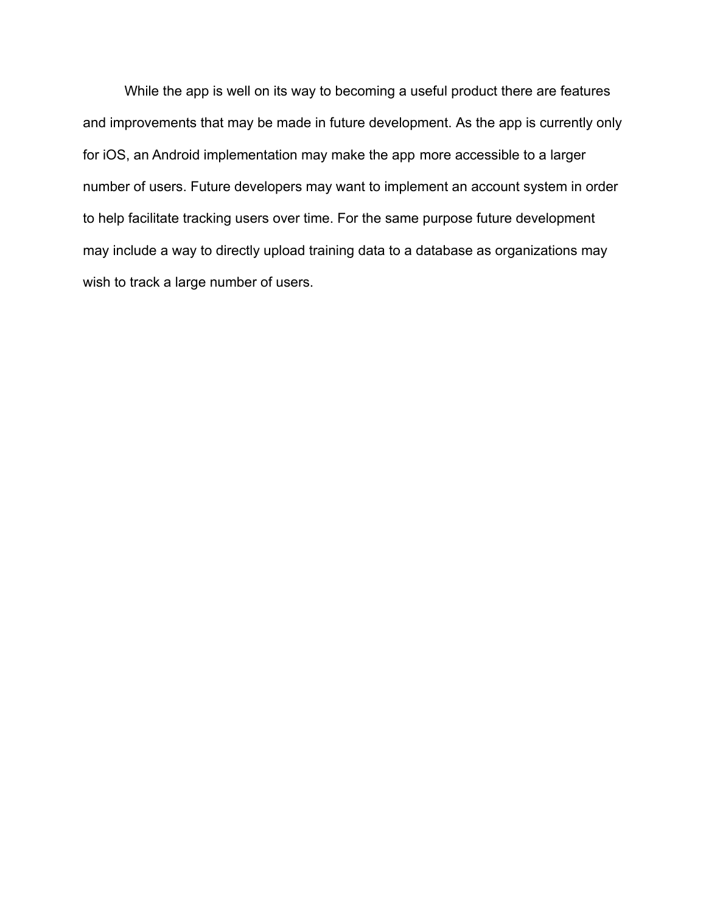While the app is well on its way to becoming a useful product there are features and improvements that may be made in future development. As the app is currently only for iOS, an Android implementation may make the app more accessible to a larger number of users. Future developers may want to implement an account system in order to help facilitate tracking users over time. For the same purpose future development may include a way to directly upload training data to a database as organizations may wish to track a large number of users.